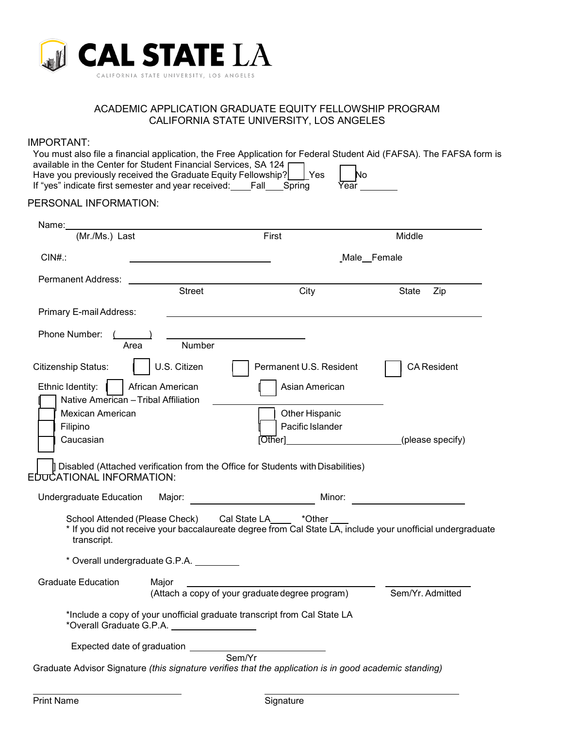# CAL STATE LA

CALIFORNIA STATE UNIVERSITY, LOS ANGELES

## ACADEMIC APPLICATION GRADUATE EQUITY FELLOWSHIP PROGRAM
## CALIFORNIA STATE UNIVERSITY, LOS ANGELES

IMPORTANT:

You must also file a financial application, the Free Application for Federal Student Aid (FAFSA). The FAFSA form is available in the Center for Student Financial Services, SA 124

Have you previously received the Graduate Equity Fellowship? ☐ Yes ☐ No

If "yes" indicate first semester and year received: ____Fall ___Spring Year ________

PERSONAL INFORMATION:

Name: ______________________________________________________________________

(Mr./Ms.) Last First Middle

CIN#.: ______________________________ _Male__Female

Permanent Address: ______________________________________________________________________

Street City State Zip

Primary E-mail Address: ______________________________________________________________________

Phone Number: (_______) ______________________________

Area Number

Citizenship Status: ☐ U.S. Citizen ☐ Permanent U.S. Resident ☐ CA Resident

Ethnic Identity:

☐ African American

☐ Asian American

☐ Native American – Tribal Affiliation ______________________________

☐ Mexican American

☐ Other Hispanic

☐ Filipino

☐ Pacific Islander

☐ Caucasian

[Other] ______________________________(please specify)

☐ Disabled (Attached verification from the Office for Students with Disabilities)

EDUCATIONAL INFORMATION:

Undergraduate Education Major: ______________________________ Minor: ______________________________

School Attended (Please Check) Cal State LA____ *Other ___

\* If you did not receive your baccalaureate degree from Cal State LA, include your unofficial undergraduate transcript.

\* Overall undergraduate G.P.A. _________

Graduate Education Major ______________________________ ______________________

(Attach a copy of your graduate degree program) Sem/Yr. Admitted

*Include a copy of your unofficial graduate transcript from Cal State LA

*Overall Graduate G.P.A. ________________

Expected date of graduation ______________________________

Sem/Yr

Graduate Advisor Signature *(this signature verifies that the application is in good academic standing)*

______________________________ ______________________________

Print Name Signature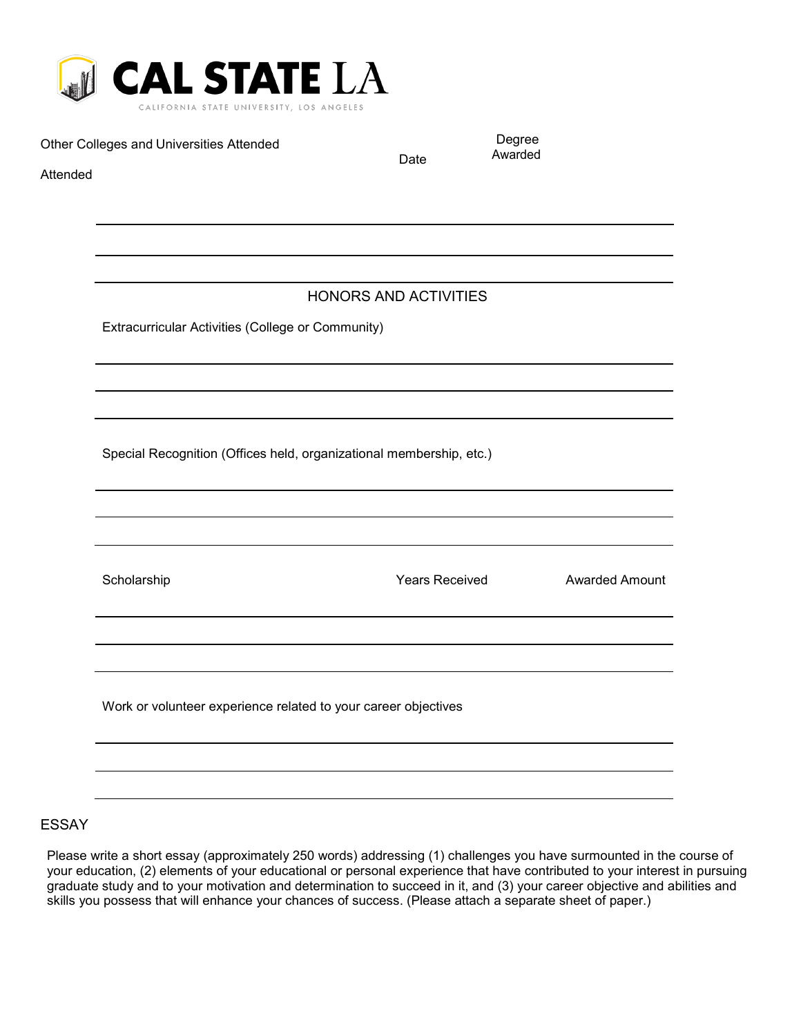**CAL STATE LA**
CALIFORNIA STATE UNIVERSITY, LOS ANGELES

| Other Colleges and Universities Attended | Date Attended | Degree Awarded |
|---|---|---|
| | | |
| | | |
| | | |

## HONORS AND ACTIVITIES

Extracurricular Activities (College or Community)

_______________________________________________

_______________________________________________

_______________________________________________

Special Recognition (Offices held, organizational membership, etc.)

_______________________________________________

_______________________________________________

_______________________________________________

| Scholarship | Years Received | Awarded Amount |
|---|---|---|
| | | |
| | | |
| | | |

Work or volunteer experience related to your career objectives

_______________________________________________

_______________________________________________

_______________________________________________

## ESSAY

Please write a short essay (approximately 250 words) addressing (1) challenges you have surmounted in the course of your education, (2) elements of your educational or personal experience that have contributed to your interest in pursuing graduate study and to your motivation and determination to succeed in it, and (3) your career objective and abilities and skills you possess that will enhance your chances of success. (Please attach a separate sheet of paper.)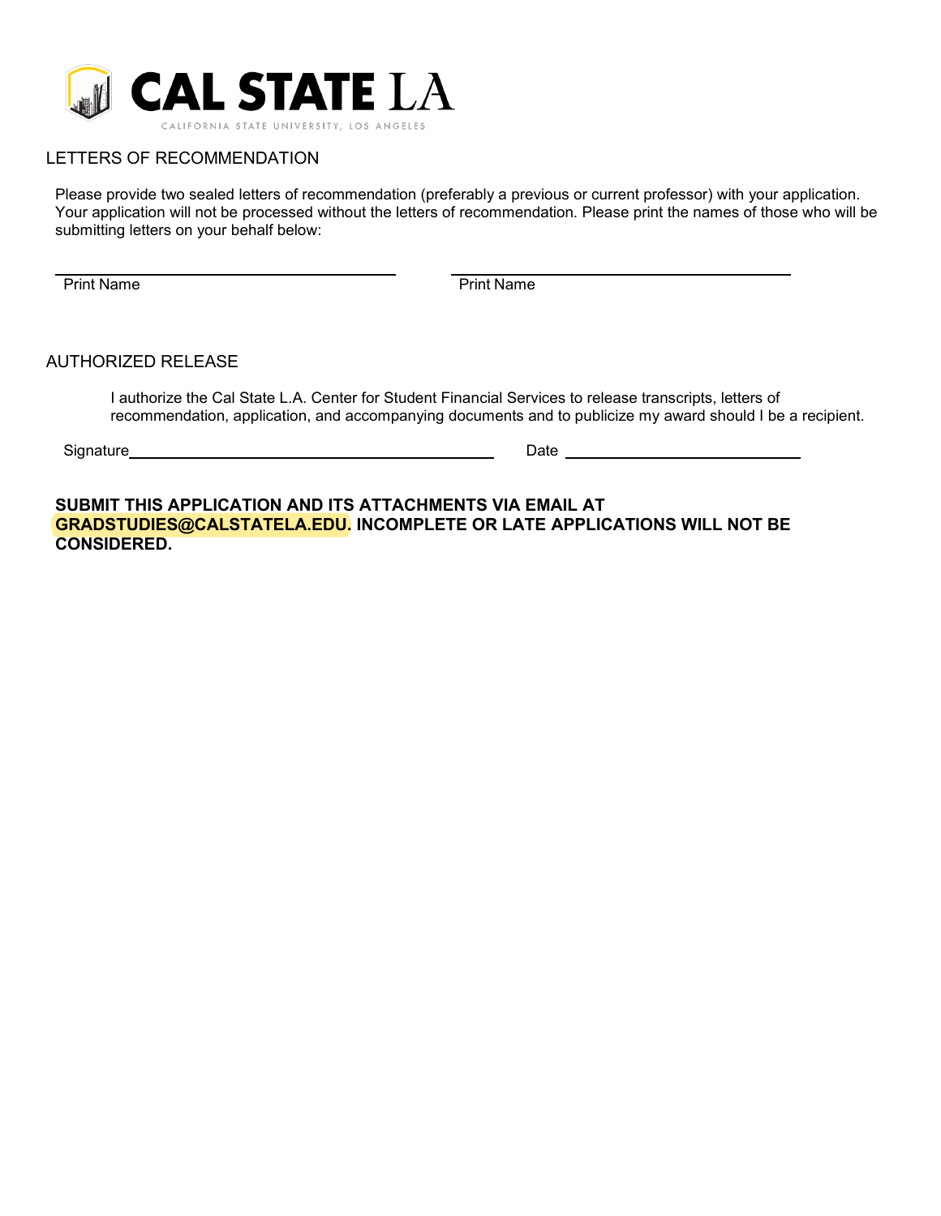CAL STATE LA

CALIFORNIA STATE UNIVERSITY, LOS ANGELES

## LETTERS OF RECOMMENDATION

Please provide two sealed letters of recommendation (preferably a previous or current professor) with your application. Your application will not be processed without the letters of recommendation. Please print the names of those who will be submitting letters on your behalf below:

\_\_\_\_\_\_\_\_\_\_\_\_\_\_\_\_\_\_\_\_\_\_\_\_\_\_\_\_\_\_\_\_\_\_\_\_\_\_ \_\_\_\_\_\_\_\_\_\_\_\_\_\_\_\_\_\_\_\_\_\_\_\_\_\_\_\_\_\_\_\_\_\_\_\_\_\_

Print Name Print Name

## AUTHORIZED RELEASE

I authorize the Cal State L.A. Center for Student Financial Services to release transcripts, letters of recommendation, application, and accompanying documents and to publicize my award should I be a recipient.

Signature\_\_\_\_\_\_\_\_\_\_\_\_\_\_\_\_\_\_\_\_\_\_\_\_\_\_\_\_\_\_\_\_\_\_\_\_\_\_ Date \_\_\_\_\_\_\_\_\_\_\_\_\_\_\_\_\_\_\_\_\_\_\_\_\_

**SUBMIT THIS APPLICATION AND ITS ATTACHMENTS VIA EMAIL AT GRADSTUDIES@CALSTATELA.EDU. INCOMPLETE OR LATE APPLICATIONS WILL NOT BE CONSIDERED.**